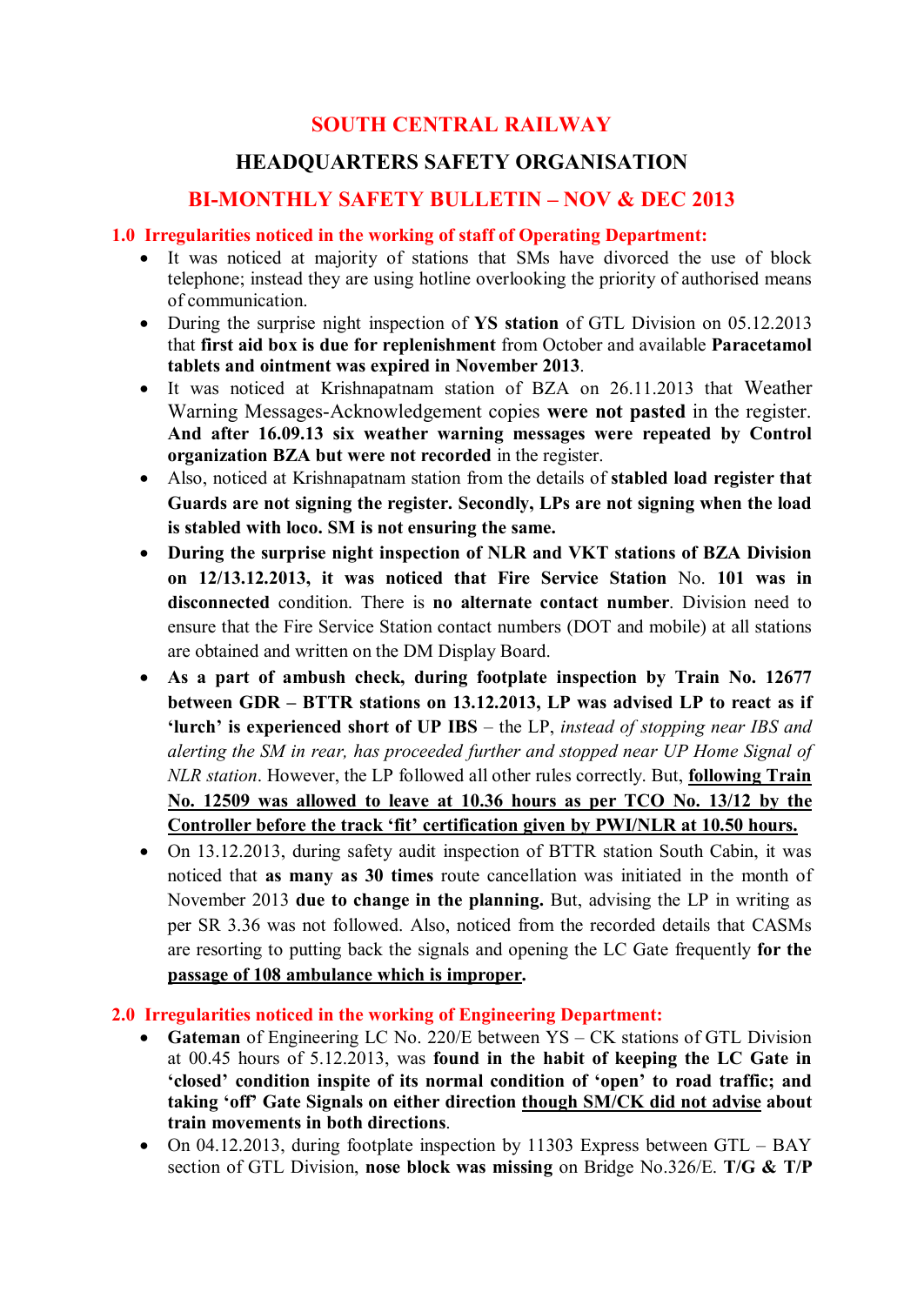# SOUTH CENTRAL RAILWAY

## HEADQUARTERS SAFETY ORGANISATION

## BI-MONTHLY SAFETY BULLETIN – NOV & DEC 2013

### 1.0 Irregularities noticed in the working of staff of Operating Department:

- It was noticed at majority of stations that SMs have divorced the use of block telephone; instead they are using hotline overlooking the priority of authorised means of communication.
- During the surprise night inspection of **YS station** of GTL Division on 05.12.2013 that **first aid box is due for replenishment** from October and available **Paracetamol tablets and ointment was expired in November 2013**.
- It was noticed at Krishnapatnam station of BZA on 26.11.2013 that Weather Warning Messages-Acknowledgement copies **were not pasted** in the register. **And after 16.09.13 six weather warning messages were repeated by Control organization BZA but were not recorded** in the register.
- Also, noticed at Krishnapatnam station from the details of **stabled load register that Guards are not signing the register. Secondly, LPs are not signing when the load is stabled with loco. SM is not ensuring the same.**
- **During the surprise night inspection of NLR and VKT stations of BZA Division on 12/13.12.2013, it was noticed that Fire Service Station** No. **101 was in disconnected** condition. There is **no alternate contact number**. Division need to ensure that the Fire Service Station contact numbers (DOT and mobile) at all stations are obtained and written on the DM Display Board.
- **As a part of ambush check, during footplate inspection by Train No. 12677 between GDR – BTTR stations on 13.12.2013, LP was advised LP to react as if 'lurch' is experienced short of UP IBS** – the LP, *instead of stopping near IBS and alerting the SM in rear, has proceeded further and stopped near UP Home Signal of NLR station*. However, the LP followed all other rules correctly. But, **following Train No. 12509 was allowed to leave at 10.36 hours as per TCO No. 13/12 by the Controller before the track 'fit' certification given by PWI/NLR at 10.50 hours.**
- On 13.12.2013, during safety audit inspection of BTTR station South Cabin, it was noticed that **as many as 30 times** route cancellation was initiated in the month of November 2013 **due to change in the planning.** But, advising the LP in writing as per SR 3.36 was not followed. Also, noticed from the recorded details that CASMs are resorting to putting back the signals and opening the LC Gate frequently **for the passage of 108 ambulance which is improper.**

### 2.0 Irregularities noticed in the working of Engineering Department:

- **Gateman** of Engineering LC No. 220/E between YS – CK stations of GTL Division at 00.45 hours of 5.12.2013, was **found in the habit of keeping the LC Gate in 'closed' condition inspite of its normal condition of 'open' to road traffic; and taking 'off' Gate Signals on either direction though SM/CK did not advise about train movements in both directions**.
- On 04.12.2013, during footplate inspection by 11303 Express between GTL – BAY section of GTL Division, **nose block was missing** on Bridge No.326/E. **T/G & T/P**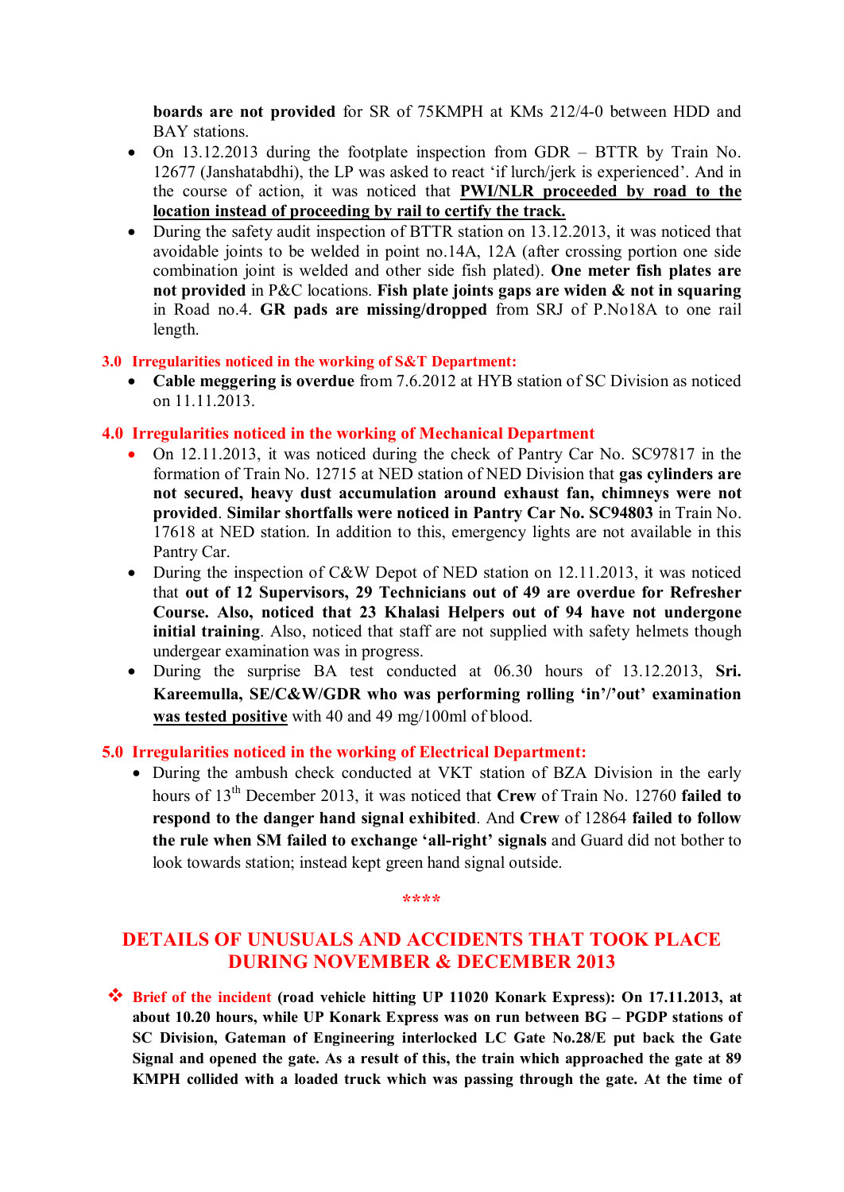**boards are not provided** for SR of 75KMPH at KMs 212/4-0 between HDD and BAY stations.

- On 13.12.2013 during the footplate inspection from GDR – BTTR by Train No. 12677 (Janshatabdhi), the LP was asked to react 'if lurch/jerk is experienced'. And in the course of action, it was noticed that **PWI/NLR proceeded by road to the location instead of proceeding by rail to certify the track.**
- During the safety audit inspection of BTTR station on 13.12.2013, it was noticed that avoidable joints to be welded in point no.14A, 12A (after crossing portion one side combination joint is welded and other side fish plated). **One meter fish plates are not provided** in P&C locations. **Fish plate joints gaps are widen & not in squaring** in Road no.4. **GR pads are missing/dropped** from SRJ of P.No18A to one rail length.

## 3.0 Irregularities noticed in the working of S&T Department:

- **Cable meggering is overdue** from 7.6.2012 at HYB station of SC Division as noticed on 11.11.2013.

## 4.0 Irregularities noticed in the working of Mechanical Department

- On 12.11.2013, it was noticed during the check of Pantry Car No. SC97817 in the formation of Train No. 12715 at NED station of NED Division that **gas cylinders are not secured, heavy dust accumulation around exhaust fan, chimneys were not provided**. **Similar shortfalls were noticed in Pantry Car No. SC94803** in Train No. 17618 at NED station. In addition to this, emergency lights are not available in this Pantry Car.
- During the inspection of C&W Depot of NED station on 12.11.2013, it was noticed that **out of 12 Supervisors, 29 Technicians out of 49 are overdue for Refresher Course. Also, noticed that 23 Khalasi Helpers out of 94 have not undergone initial training**. Also, noticed that staff are not supplied with safety helmets though undergear examination was in progress.
- During the surprise BA test conducted at 06.30 hours of 13.12.2013, **Sri. Kareemulla, SE/C&W/GDR who was performing rolling 'in'/'out' examination was tested positive** with 40 and 49 mg/100ml of blood.

## 5.0 Irregularities noticed in the working of Electrical Department:

- During the ambush check conducted at VKT station of BZA Division in the early hours of 13th December 2013, it was noticed that **Crew** of Train No. 12760 **failed to respond to the danger hand signal exhibited**. And **Crew** of 12864 **failed to follow the rule when SM failed to exchange 'all-right' signals** and Guard did not bother to look towards station; instead kept green hand signal outside.

\*\*\*\*

# DETAILS OF UNUSUALS AND ACCIDENTS THAT TOOK PLACE DURING NOVEMBER & DECEMBER 2013

❖ **Brief of the incident (road vehicle hitting UP 11020 Konark Express): On 17.11.2013, at about 10.20 hours, while UP Konark Express was on run between BG – PGDP stations of SC Division, Gateman of Engineering interlocked LC Gate No.28/E put back the Gate Signal and opened the gate. As a result of this, the train which approached the gate at 89 KMPH collided with a loaded truck which was passing through the gate. At the time of**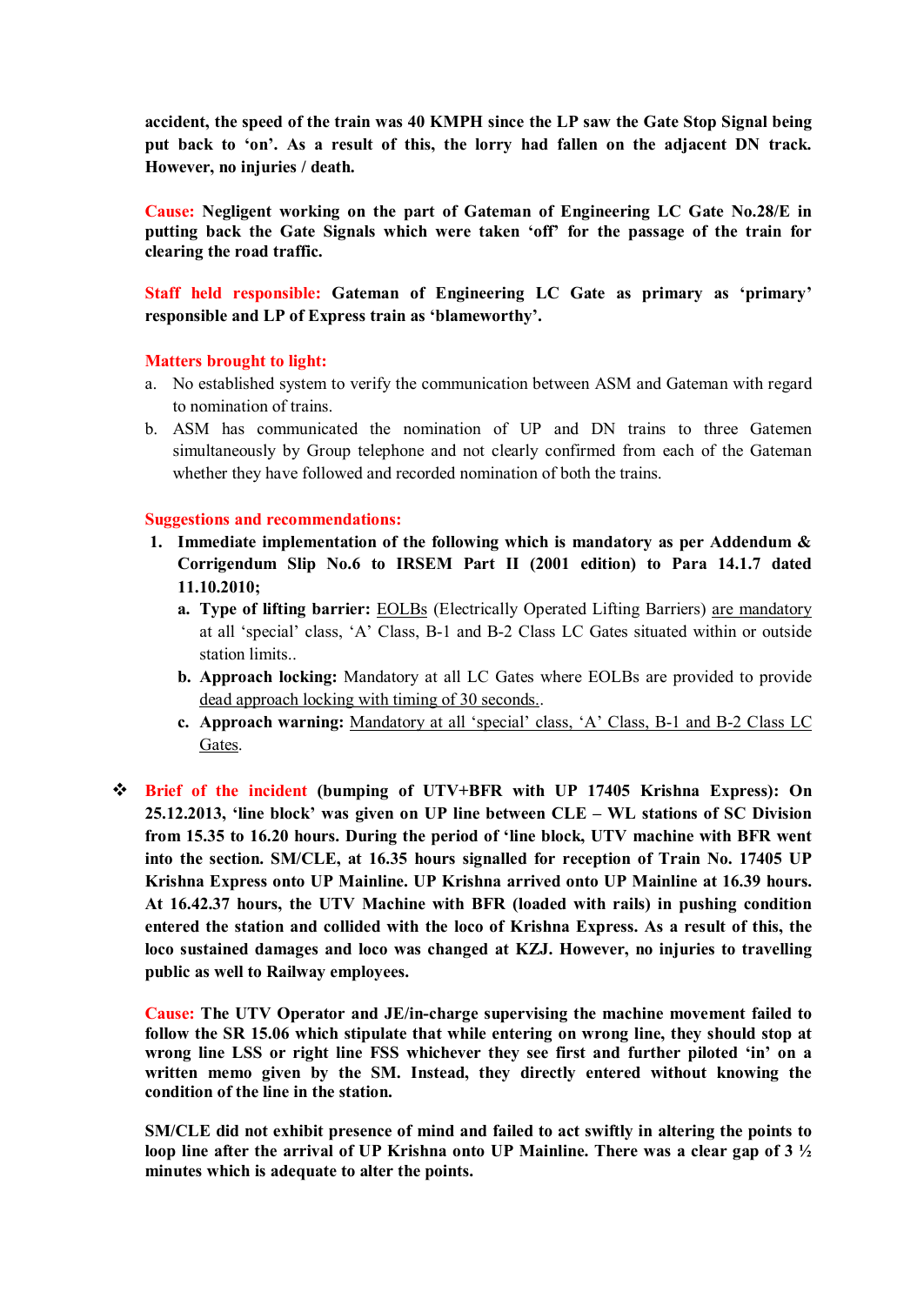**accident, the speed of the train was 40 KMPH since the LP saw the Gate Stop Signal being put back to 'on'. As a result of this, the lorry had fallen on the adjacent DN track. However, no injuries / death.**

**Cause: Negligent working on the part of Gateman of Engineering LC Gate No.28/E in putting back the Gate Signals which were taken 'off' for the passage of the train for clearing the road traffic.**

**Staff held responsible: Gateman of Engineering LC Gate as primary as 'primary' responsible and LP of Express train as 'blameworthy'.**

**Matters brought to light:**

a. No established system to verify the communication between ASM and Gateman with regard to nomination of trains.
b. ASM has communicated the nomination of UP and DN trains to three Gatemen simultaneously by Group telephone and not clearly confirmed from each of the Gateman whether they have followed and recorded nomination of both the trains.

**Suggestions and recommendations:**

1. **Immediate implementation of the following which is mandatory as per Addendum & Corrigendum Slip No.6 to IRSEM Part II (2001 edition) to Para 14.1.7 dated 11.10.2010;**
   a. **Type of lifting barrier:** EOLBs (Electrically Operated Lifting Barriers) are mandatory at all 'special' class, 'A' Class, B-1 and B-2 Class LC Gates situated within or outside station limits..
   b. **Approach locking:** Mandatory at all LC Gates where EOLBs are provided to provide dead approach locking with timing of 30 seconds..
   c. **Approach warning:** Mandatory at all 'special' class, 'A' Class, B-1 and B-2 Class LC Gates.

- **Brief of the incident (bumping of UTV+BFR with UP 17405 Krishna Express): On 25.12.2013, 'line block' was given on UP line between CLE – WL stations of SC Division from 15.35 to 16.20 hours. During the period of 'line block, UTV machine with BFR went into the section. SM/CLE, at 16.35 hours signalled for reception of Train No. 17405 UP Krishna Express onto UP Mainline. UP Krishna arrived onto UP Mainline at 16.39 hours. At 16.42.37 hours, the UTV Machine with BFR (loaded with rails) in pushing condition entered the station and collided with the loco of Krishna Express. As a result of this, the loco sustained damages and loco was changed at KZJ. However, no injuries to travelling public as well to Railway employees.**

  **Cause: The UTV Operator and JE/in-charge supervising the machine movement failed to follow the SR 15.06 which stipulate that while entering on wrong line, they should stop at wrong line LSS or right line FSS whichever they see first and further piloted 'in' on a written memo given by the SM. Instead, they directly entered without knowing the condition of the line in the station.**

  **SM/CLE did not exhibit presence of mind and failed to act swiftly in altering the points to loop line after the arrival of UP Krishna onto UP Mainline. There was a clear gap of 3 ½ minutes which is adequate to alter the points.**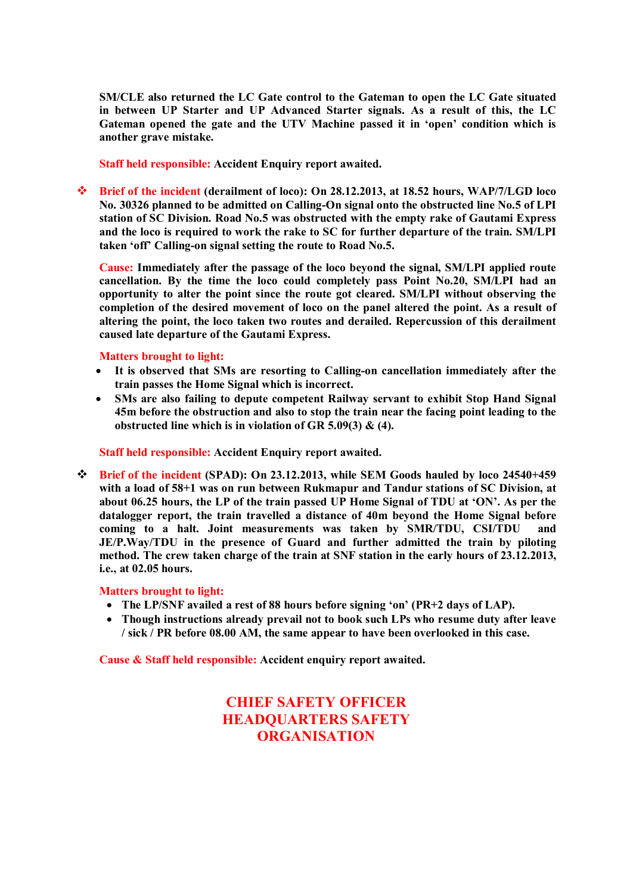**SM/CLE also returned the LC Gate control to the Gateman to open the LC Gate situated in between UP Starter and UP Advanced Starter signals. As a result of this, the LC Gateman opened the gate and the UTV Machine passed it in 'open' condition which is another grave mistake.**

**Staff held responsible: Accident Enquiry report awaited.**

- **Brief of the incident (derailment of loco): On 28.12.2013, at 18.52 hours, WAP/7/LGD loco No. 30326 planned to be admitted on Calling-On signal onto the obstructed line No.5 of LPI station of SC Division. Road No.5 was obstructed with the empty rake of Gautami Express and the loco is required to work the rake to SC for further departure of the train. SM/LPI taken 'off' Calling-on signal setting the route to Road No.5.**

  **Cause: Immediately after the passage of the loco beyond the signal, SM/LPI applied route cancellation. By the time the loco could completely pass Point No.20, SM/LPI had an opportunity to alter the point since the route got cleared. SM/LPI without observing the completion of the desired movement of loco on the panel altered the point. As a result of altering the point, the loco taken two routes and derailed. Repercussion of this derailment caused late departure of the Gautami Express.**

  **Matters brought to light:**
  - **It is observed that SMs are resorting to Calling-on cancellation immediately after the train passes the Home Signal which is incorrect.**
  - **SMs are also failing to depute competent Railway servant to exhibit Stop Hand Signal 45m before the obstruction and also to stop the train near the facing point leading to the obstructed line which is in violation of GR 5.09(3) & (4).**

  **Staff held responsible: Accident Enquiry report awaited.**

- **Brief of the incident (SPAD): On 23.12.2013, while SEM Goods hauled by loco 24540+459 with a load of 58+1 was on run between Rukmapur and Tandur stations of SC Division, at about 06.25 hours, the LP of the train passed UP Home Signal of TDU at 'ON'. As per the datalogger report, the train travelled a distance of 40m beyond the Home Signal before coming to a halt. Joint measurements was taken by SMR/TDU, CSI/TDU and JE/P.Way/TDU in the presence of Guard and further admitted the train by piloting method. The crew taken charge of the train at SNF station in the early hours of 23.12.2013, i.e., at 02.05 hours.**

  **Matters brought to light:**
  - **The LP/SNF availed a rest of 88 hours before signing 'on' (PR+2 days of LAP).**
  - **Though instructions already prevail not to book such LPs who resume duty after leave / sick / PR before 08.00 AM, the same appear to have been overlooked in this case.**

  **Cause & Staff held responsible: Accident enquiry report awaited.**

**CHIEF SAFETY OFFICER**
**HEADQUARTERS SAFETY ORGANISATION**